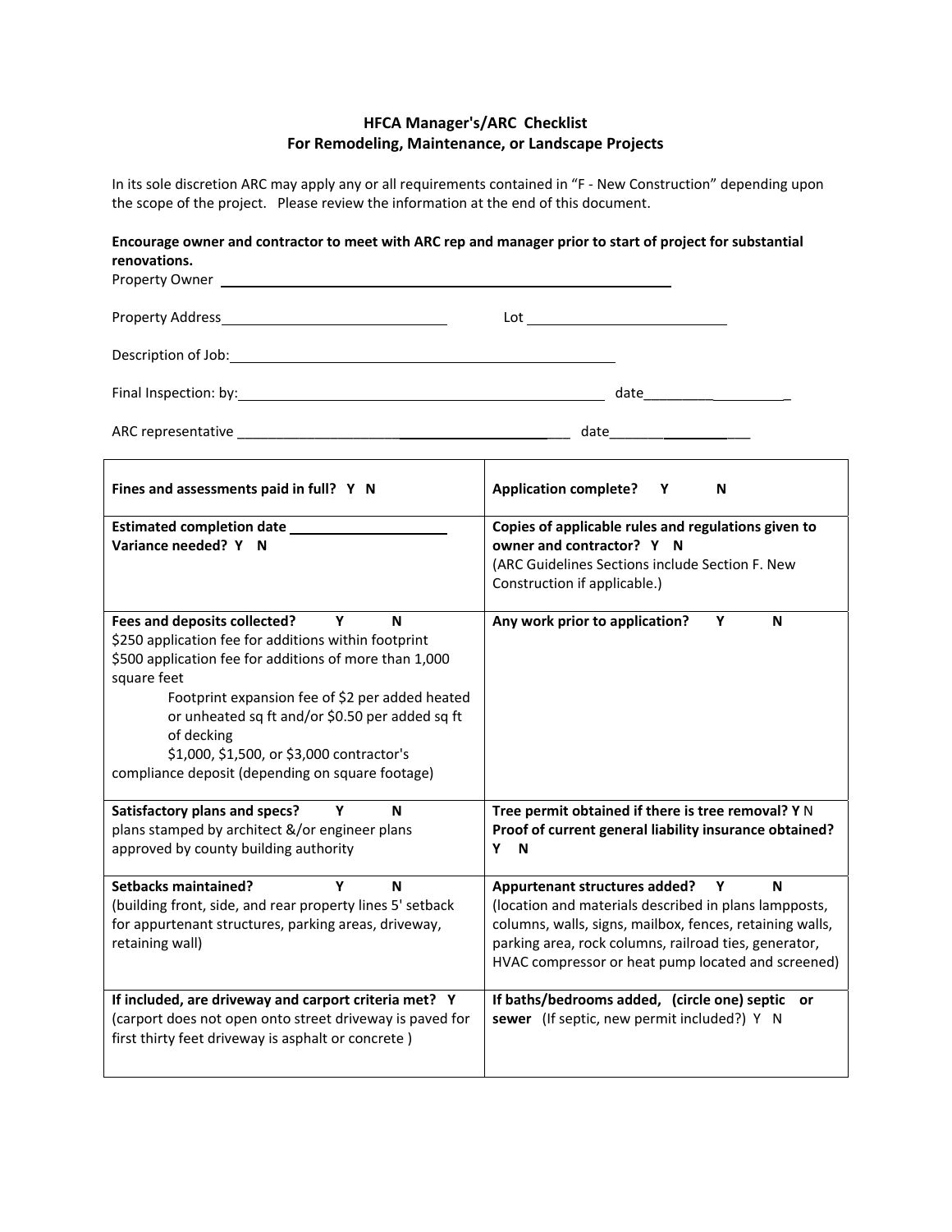# HFCA Manager's/ARC Checklist
## For Remodeling, Maintenance, or Landscape Projects

In its sole discretion ARC may apply any or all requirements contained in "F - New Construction" depending upon the scope of the project. Please review the information at the end of this document.

**Encourage owner and contractor to meet with ARC rep and manager prior to start of project for substantial renovations.**

Property Owner ______________________________________________

Property Address ______________________________ Lot ____________________________

Description of Job: ______________________________________________

Final Inspection: by: ______________________________________________ date____________________

ARC representative ______________________________________________ date____________________

| | |
|---|---|
| **Fines and assessments paid in full? Y N** | **Application complete? Y N** |
| **Estimated completion date** ____________________<br>**Variance needed? Y N** | **Copies of applicable rules and regulations given to owner and contractor? Y N**<br>(ARC Guidelines Sections include Section F. New Construction if applicable.) |
| **Fees and deposits collected? Y N**<br>$250 application fee for additions within footprint<br>$500 application fee for additions of more than 1,000 square feet<br>Footprint expansion fee of $2 per added heated or unheated sq ft and/or $0.50 per added sq ft of decking<br>$1,000, $1,500, or $3,000 contractor's compliance deposit (depending on square footage) | **Any work prior to application? Y N** |
| **Satisfactory plans and specs? Y N**<br>plans stamped by architect &/or engineer plans approved by county building authority | **Tree permit obtained if there is tree removal? Y** N<br>**Proof of current general liability insurance obtained? Y N** |
| **Setbacks maintained? Y N**<br>(building front, side, and rear property lines 5' setback for appurtenant structures, parking areas, driveway, retaining wall) | **Appurtenant structures added? Y N**<br>(location and materials described in plans lampposts, columns, walls, signs, mailbox, fences, retaining walls, parking area, rock columns, railroad ties, generator, HVAC compressor or heat pump located and screened) |
| **If included, are driveway and carport criteria met? Y**<br>(carport does not open onto street driveway is paved for first thirty feet driveway is asphalt or concrete ) | **If baths/bedrooms added, (circle one) septic or sewer** (If septic, new permit included?) Y N |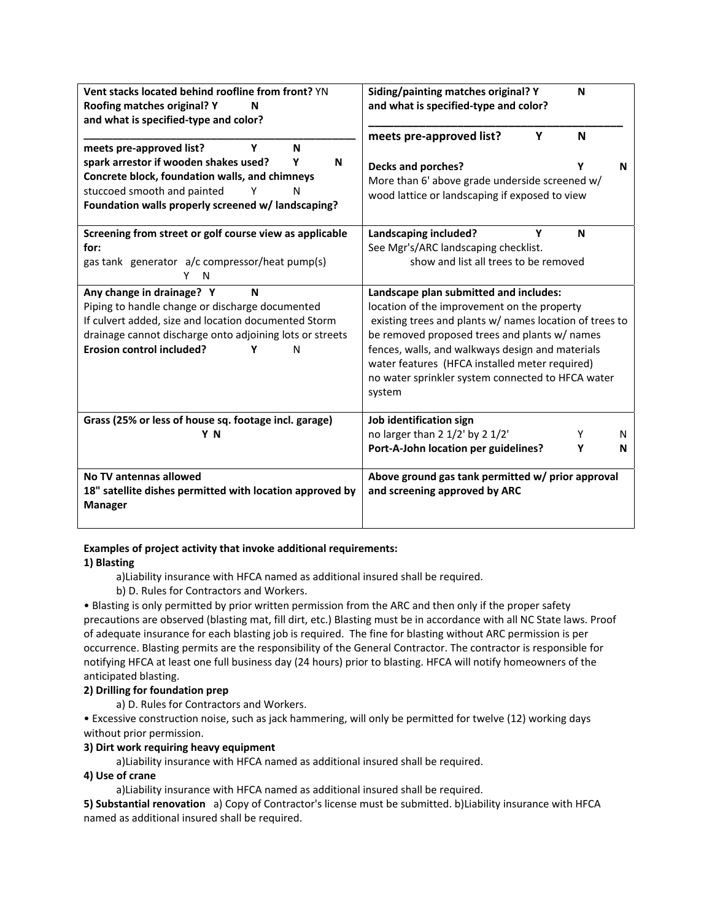| | |
|---|---|
| **Vent stacks located behind roofline from front?** YN<br>**Roofing matches original? Y N**<br>**and what is specified-type and color?**<br>______________________________________<br>**meets pre-approved list? Y N**<br>**spark arrestor if wooden shakes used? Y N**<br>**Concrete block, foundation walls, and chimneys**<br>stuccoed smooth and painted Y N<br>**Foundation walls properly screened w/ landscaping?** | **Siding/painting matches original? Y N**<br>**and what is specified-type and color?**<br>______________________________________<br>**meets pre-approved list? Y N**<br><br>**Decks and porches? Y N**<br>More than 6' above grade underside screened w/ wood lattice or landscaping if exposed to view |
| **Screening from street or golf course view as applicable for:**<br>gas tank generator a/c compressor/heat pump(s)<br>Y N | **Landscaping included? Y N**<br>See Mgr's/ARC landscaping checklist.<br>show and list all trees to be removed |
| **Any change in drainage? Y N**<br>Piping to handle change or discharge documented<br>If culvert added, size and location documented Storm drainage cannot discharge onto adjoining lots or streets<br>**Erosion control included? Y** N | **Landscape plan submitted and includes:**<br>location of the improvement on the property<br>existing trees and plants w/ names location of trees to be removed proposed trees and plants w/ names<br>fences, walls, and walkways design and materials<br>water features (HFCA installed meter required)<br>no water sprinkler system connected to HFCA water system |
| **Grass (25% or less of house sq. footage incl. garage)**<br>**Y N** | **Job identification sign**<br>no larger than 2 1/2' by 2 1/2' Y N<br>**Port-A-John location per guidelines? Y N** |
| **No TV antennas allowed**<br>**18" satellite dishes permitted with location approved by Manager** | **Above ground gas tank permitted w/ prior approval and screening approved by ARC** |

**Examples of project activity that invoke additional requirements:**

**1) Blasting**

a)Liability insurance with HFCA named as additional insured shall be required.

b) D. Rules for Contractors and Workers.

• Blasting is only permitted by prior written permission from the ARC and then only if the proper safety precautions are observed (blasting mat, fill dirt, etc.) Blasting must be in accordance with all NC State laws. Proof of adequate insurance for each blasting job is required. The fine for blasting without ARC permission is per occurrence. Blasting permits are the responsibility of the General Contractor. The contractor is responsible for notifying HFCA at least one full business day (24 hours) prior to blasting. HFCA will notify homeowners of the anticipated blasting.

**2) Drilling for foundation prep**

a) D. Rules for Contractors and Workers.

• Excessive construction noise, such as jack hammering, will only be permitted for twelve (12) working days without prior permission.

**3) Dirt work requiring heavy equipment**

a)Liability insurance with HFCA named as additional insured shall be required.

**4) Use of crane**

a)Liability insurance with HFCA named as additional insured shall be required.

**5) Substantial renovation** a) Copy of Contractor's license must be submitted. b)Liability insurance with HFCA named as additional insured shall be required.